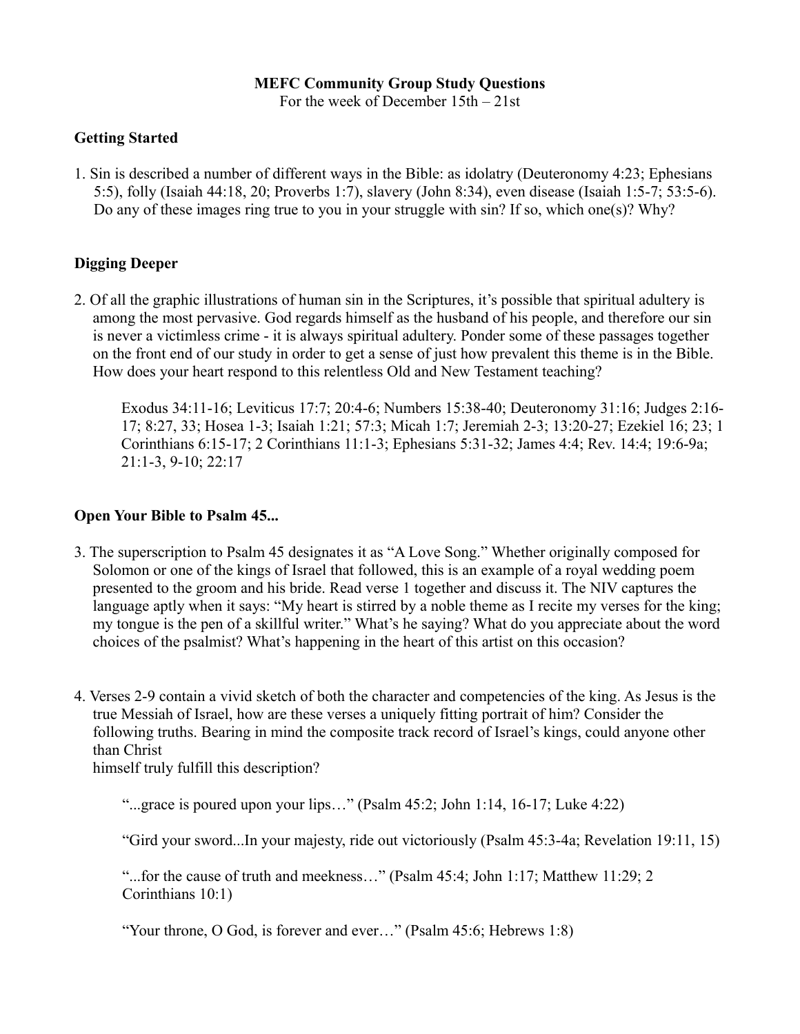**MEFC Community Group Study Questions**

For the week of December 15th – 21st

## Getting Started

1. Sin is described a number of different ways in the Bible: as idolatry (Deuteronomy 4:23; Ephesians 5:5), folly (Isaiah 44:18, 20; Proverbs 1:7), slavery (John 8:34), even disease (Isaiah 1:5-7; 53:5-6). Do any of these images ring true to you in your struggle with sin? If so, which one(s)? Why?

## Digging Deeper

2. Of all the graphic illustrations of human sin in the Scriptures, it's possible that spiritual adultery is among the most pervasive. God regards himself as the husband of his people, and therefore our sin is never a victimless crime - it is always spiritual adultery. Ponder some of these passages together on the front end of our study in order to get a sense of just how prevalent this theme is in the Bible. How does your heart respond to this relentless Old and New Testament teaching?

   Exodus 34:11-16; Leviticus 17:7; 20:4-6; Numbers 15:38-40; Deuteronomy 31:16; Judges 2:16-17; 8:27, 33; Hosea 1-3; Isaiah 1:21; 57:3; Micah 1:7; Jeremiah 2-3; 13:20-27; Ezekiel 16; 23; 1 Corinthians 6:15-17; 2 Corinthians 11:1-3; Ephesians 5:31-32; James 4:4; Rev. 14:4; 19:6-9a; 21:1-3, 9-10; 22:17

## Open Your Bible to Psalm 45...

3. The superscription to Psalm 45 designates it as "A Love Song." Whether originally composed for Solomon or one of the kings of Israel that followed, this is an example of a royal wedding poem presented to the groom and his bride. Read verse 1 together and discuss it. The NIV captures the language aptly when it says: "My heart is stirred by a noble theme as I recite my verses for the king; my tongue is the pen of a skillful writer." What's he saying? What do you appreciate about the word choices of the psalmist? What's happening in the heart of this artist on this occasion?

4. Verses 2-9 contain a vivid sketch of both the character and competencies of the king. As Jesus is the true Messiah of Israel, how are these verses a uniquely fitting portrait of him? Consider the following truths. Bearing in mind the composite track record of Israel's kings, could anyone other than Christ himself truly fulfill this description?

   "...grace is poured upon your lips…" (Psalm 45:2; John 1:14, 16-17; Luke 4:22)

   "Gird your sword...In your majesty, ride out victoriously (Psalm 45:3-4a; Revelation 19:11, 15)

   "...for the cause of truth and meekness…" (Psalm 45:4; John 1:17; Matthew 11:29; 2 Corinthians 10:1)

   "Your throne, O God, is forever and ever…" (Psalm 45:6; Hebrews 1:8)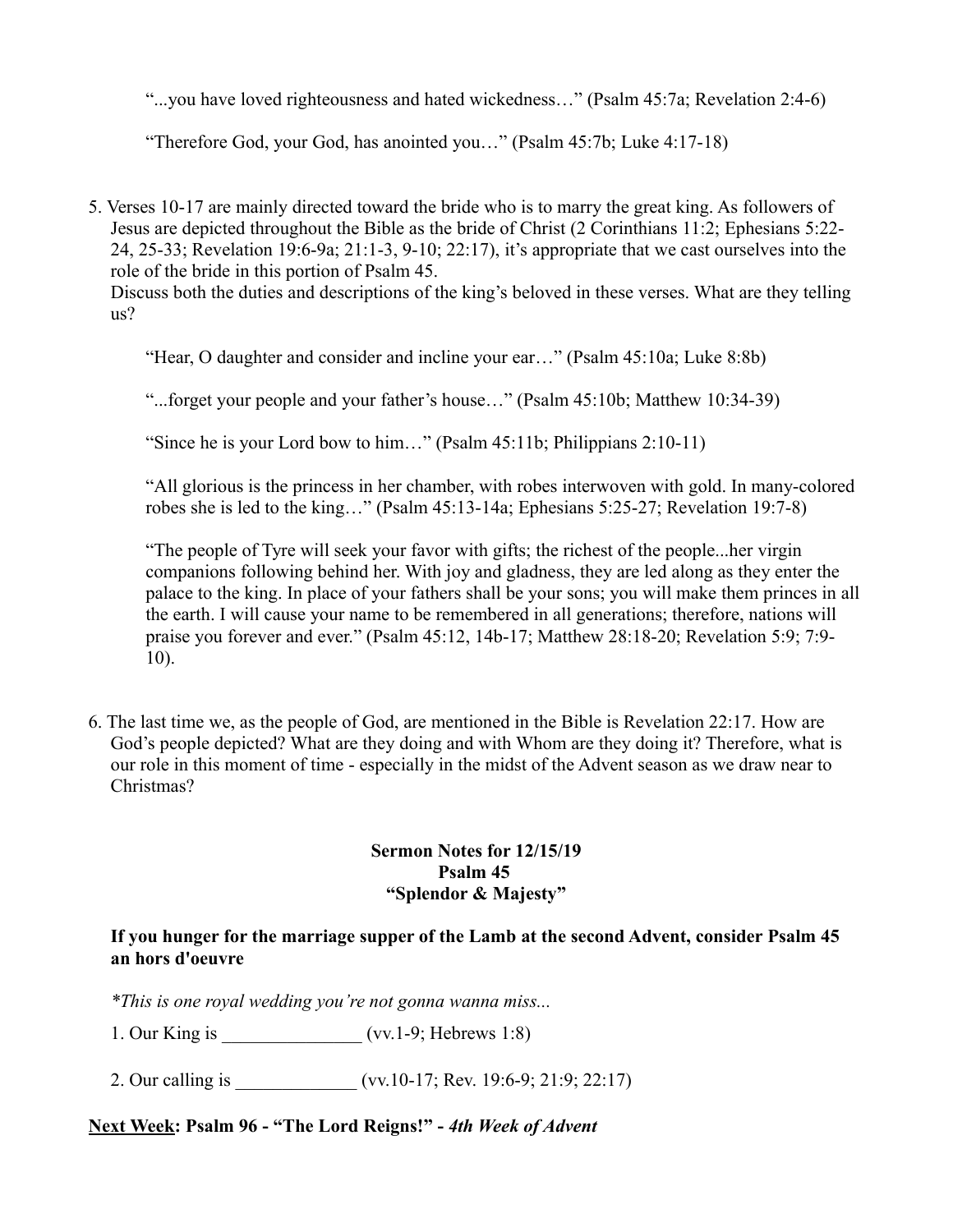"...you have loved righteousness and hated wickedness…" (Psalm 45:7a; Revelation 2:4-6)

"Therefore God, your God, has anointed you…" (Psalm 45:7b; Luke 4:17-18)

5. Verses 10-17 are mainly directed toward the bride who is to marry the great king. As followers of Jesus are depicted throughout the Bible as the bride of Christ (2 Corinthians 11:2; Ephesians 5:22-24, 25-33; Revelation 19:6-9a; 21:1-3, 9-10; 22:17), it's appropriate that we cast ourselves into the role of the bride in this portion of Psalm 45.
   Discuss both the duties and descriptions of the king's beloved in these verses. What are they telling us?

   "Hear, O daughter and consider and incline your ear…" (Psalm 45:10a; Luke 8:8b)

   "...forget your people and your father's house…" (Psalm 45:10b; Matthew 10:34-39)

   "Since he is your Lord bow to him…" (Psalm 45:11b; Philippians 2:10-11)

   "All glorious is the princess in her chamber, with robes interwoven with gold. In many-colored robes she is led to the king…" (Psalm 45:13-14a; Ephesians 5:25-27; Revelation 19:7-8)

   "The people of Tyre will seek your favor with gifts; the richest of the people...her virgin companions following behind her. With joy and gladness, they are led along as they enter the palace to the king. In place of your fathers shall be your sons; you will make them princes in all the earth. I will cause your name to be remembered in all generations; therefore, nations will praise you forever and ever." (Psalm 45:12, 14b-17; Matthew 28:18-20; Revelation 5:9; 7:9-10).

6. The last time we, as the people of God, are mentioned in the Bible is Revelation 22:17. How are God's people depicted? What are they doing and with Whom are they doing it? Therefore, what is our role in this moment of time - especially in the midst of the Advent season as we draw near to Christmas?

**Sermon Notes for 12/15/19**
**Psalm 45**
**"Splendor & Majesty"**

**If you hunger for the marriage supper of the Lamb at the second Advent, consider Psalm 45 an hors d'oeuvre**

*\*This is one royal wedding you're not gonna wanna miss...*

1. Our King is _______________ (vv.1-9; Hebrews 1:8)

2. Our calling is _____________ (vv.10-17; Rev. 19:6-9; 21:9; 22:17)

**<u>Next Week</u>: Psalm 96 - "The Lord Reigns!" -** ***4th Week of Advent***